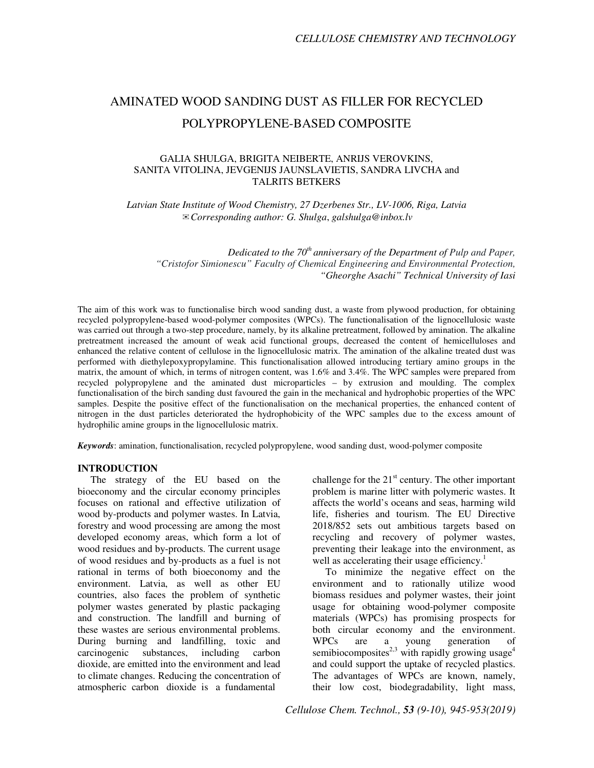# AMINATED WOOD SANDING DUST AS FILLER FOR RECYCLED POLYPROPYLENE-BASED COMPOSITE

GALIA SHULGA, BRIGITA NEIBERTE, ANRIJS VEROVKINS, SANITA VITOLINA, JEVGENIJS JAUNSLAVIETIS, SANDRA LIVCHA and TALRITS BETKERS

*Latvian State Institute of Wood Chemistry, 27 Dzerbenes Str., LV-1006, Riga, Latvia*
*✉Corresponding author: G. Shulga, galshulga@inbox.lv*

*Dedicated to the 70th anniversary of the Department of Pulp and Paper, "Cristofor Simionescu" Faculty of Chemical Engineering and Environmental Protection, "Gheorghe Asachi" Technical University of Iasi*

The aim of this work was to functionalise birch wood sanding dust, a waste from plywood production, for obtaining recycled polypropylene-based wood-polymer composites (WPCs). The functionalisation of the lignocellulosic waste was carried out through a two-step procedure, namely, by its alkaline pretreatment, followed by amination. The alkaline pretreatment increased the amount of weak acid functional groups, decreased the content of hemicelluloses and enhanced the relative content of cellulose in the lignocellulosic matrix. The amination of the alkaline treated dust was performed with diethylepoxypropylamine. This functionalisation allowed introducing tertiary amino groups in the matrix, the amount of which, in terms of nitrogen content, was 1.6% and 3.4%. The WPC samples were prepared from recycled polypropylene and the aminated dust microparticles – by extrusion and moulding. The complex functionalisation of the birch sanding dust favoured the gain in the mechanical and hydrophobic properties of the WPC samples. Despite the positive effect of the functionalisation on the mechanical properties, the enhanced content of nitrogen in the dust particles deteriorated the hydrophobicity of the WPC samples due to the excess amount of hydrophilic amine groups in the lignocellulosic matrix.

***Keywords***: amination, functionalisation, recycled polypropylene, wood sanding dust, wood-polymer composite

## INTRODUCTION

The strategy of the EU based on the bioeconomy and the circular economy principles focuses on rational and effective utilization of wood by-products and polymer wastes. In Latvia, forestry and wood processing are among the most developed economy areas, which form a lot of wood residues and by-products. The current usage of wood residues and by-products as a fuel is not rational in terms of both bioeconomy and the environment. Latvia, as well as other EU countries, also faces the problem of synthetic polymer wastes generated by plastic packaging and construction. The landfill and burning of these wastes are serious environmental problems. During burning and landfilling, toxic and carcinogenic substances, including carbon dioxide, are emitted into the environment and lead to climate changes. Reducing the concentration of atmospheric carbon dioxide is a fundamental challenge for the 21st century. The other important problem is marine litter with polymeric wastes. It affects the world's oceans and seas, harming wild life, fisheries and tourism. The EU Directive 2018/852 sets out ambitious targets based on recycling and recovery of polymer wastes, preventing their leakage into the environment, as well as accelerating their usage efficiency.[1]

To minimize the negative effect on the environment and to rationally utilize wood biomass residues and polymer wastes, their joint usage for obtaining wood-polymer composite materials (WPCs) has promising prospects for both circular economy and the environment. WPCs are a young generation of semibiocomposites[2,3] with rapidly growing usage[4] and could support the uptake of recycled plastics. The advantages of WPCs are known, namely, their low cost, biodegradability, light mass,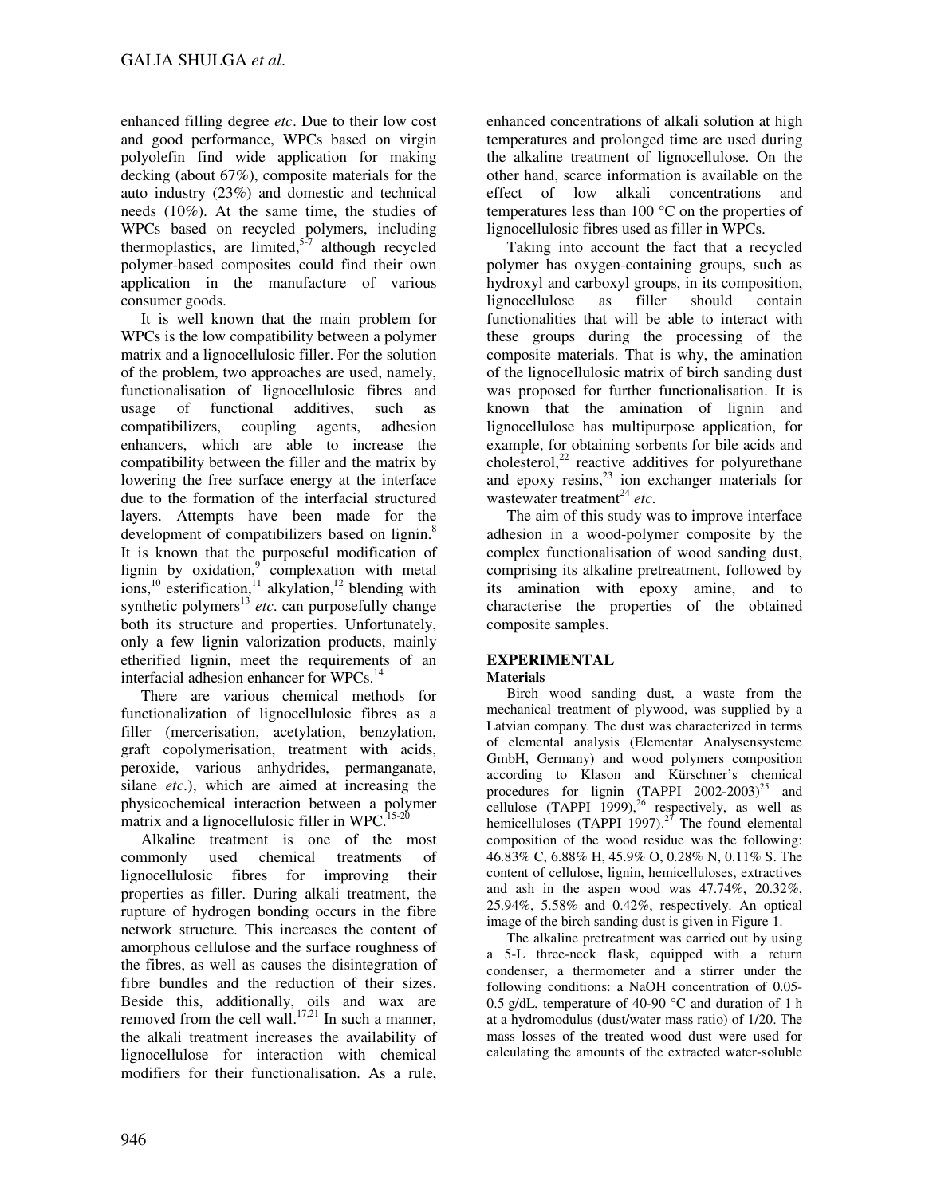enhanced filling degree *etc*. Due to their low cost and good performance, WPCs based on virgin polyolefin find wide application for making decking (about 67%), composite materials for the auto industry (23%) and domestic and technical needs (10%). At the same time, the studies of WPCs based on recycled polymers, including thermoplastics, are limited,[5-7] although recycled polymer-based composites could find their own application in the manufacture of various consumer goods.

It is well known that the main problem for WPCs is the low compatibility between a polymer matrix and a lignocellulosic filler. For the solution of the problem, two approaches are used, namely, functionalisation of lignocellulosic fibres and usage of functional additives, such as compatibilizers, coupling agents, adhesion enhancers, which are able to increase the compatibility between the filler and the matrix by lowering the free surface energy at the interface due to the formation of the interfacial structured layers. Attempts have been made for the development of compatibilizers based on lignin.[8] It is known that the purposeful modification of lignin by oxidation,[9] complexation with metal ions,[10] esterification,[11] alkylation,[12] blending with synthetic polymers[13] *etc*. can purposefully change both its structure and properties. Unfortunately, only a few lignin valorization products, mainly etherified lignin, meet the requirements of an interfacial adhesion enhancer for WPCs.[14]

There are various chemical methods for functionalization of lignocellulosic fibres as a filler (mercerisation, acetylation, benzylation, graft copolymerisation, treatment with acids, peroxide, various anhydrides, permanganate, silane *etc*.), which are aimed at increasing the physicochemical interaction between a polymer matrix and a lignocellulosic filler in WPC.[15-20]

Alkaline treatment is one of the most commonly used chemical treatments of lignocellulosic fibres for improving their properties as filler. During alkali treatment, the rupture of hydrogen bonding occurs in the fibre network structure. This increases the content of amorphous cellulose and the surface roughness of the fibres, as well as causes the disintegration of fibre bundles and the reduction of their sizes. Beside this, additionally, oils and wax are removed from the cell wall.[17,21] In such a manner, the alkali treatment increases the availability of lignocellulose for interaction with chemical modifiers for their functionalisation. As a rule, enhanced concentrations of alkali solution at high temperatures and prolonged time are used during the alkaline treatment of lignocellulose. On the other hand, scarce information is available on the effect of low alkali concentrations and temperatures less than 100 °C on the properties of lignocellulosic fibres used as filler in WPCs.

Taking into account the fact that a recycled polymer has oxygen-containing groups, such as hydroxyl and carboxyl groups, in its composition, lignocellulose as filler should contain functionalities that will be able to interact with these groups during the processing of the composite materials. That is why, the amination of the lignocellulosic matrix of birch sanding dust was proposed for further functionalisation. It is known that the amination of lignin and lignocellulose has multipurpose application, for example, for obtaining sorbents for bile acids and cholesterol,[22] reactive additives for polyurethane and epoxy resins,[23] ion exchanger materials for wastewater treatment[24] *etc*.

The aim of this study was to improve interface adhesion in a wood-polymer composite by the complex functionalisation of wood sanding dust, comprising its alkaline pretreatment, followed by its amination with epoxy amine, and to characterise the properties of the obtained composite samples.

## EXPERIMENTAL

### Materials

Birch wood sanding dust, a waste from the mechanical treatment of plywood, was supplied by a Latvian company. The dust was characterized in terms of elemental analysis (Elementar Analysensysteme GmbH, Germany) and wood polymers composition according to Klason and Kürschner's chemical procedures for lignin (TAPPI 2002-2003)[25] and cellulose (TAPPI 1999),[26] respectively, as well as hemicelluloses (TAPPI 1997).[27] The found elemental composition of the wood residue was the following: 46.83% C, 6.88% H, 45.9% O, 0.28% N, 0.11% S. The content of cellulose, lignin, hemicelluloses, extractives and ash in the aspen wood was 47.74%, 20.32%, 25.94%, 5.58% and 0.42%, respectively. An optical image of the birch sanding dust is given in Figure 1.

The alkaline pretreatment was carried out by using a 5-L three-neck flask, equipped with a return condenser, a thermometer and a stirrer under the following conditions: a NaOH concentration of 0.05-0.5 g/dL, temperature of 40-90 °C and duration of 1 h at a hydromodulus (dust/water mass ratio) of 1/20. The mass losses of the treated wood dust were used for calculating the amounts of the extracted water-soluble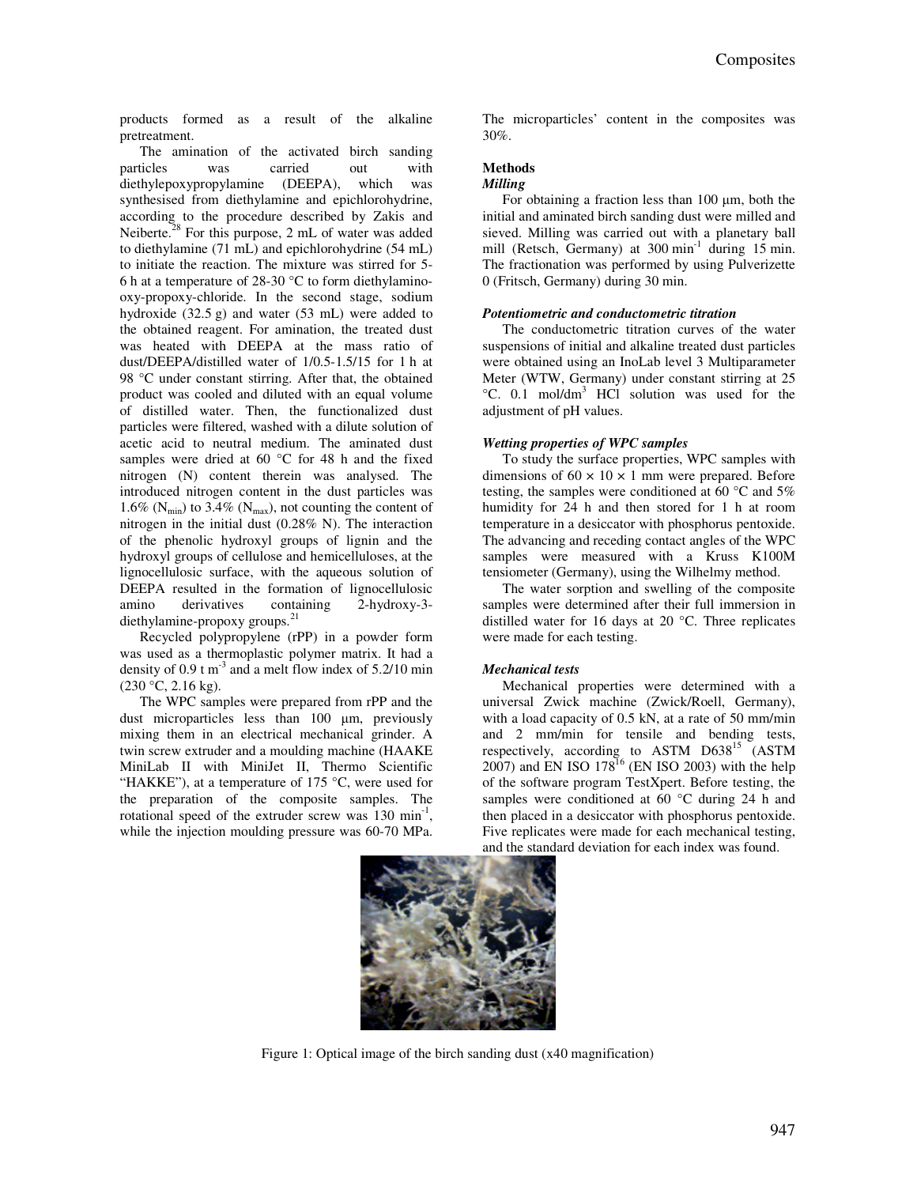products formed as a result of the alkaline pretreatment.

The amination of the activated birch sanding particles was carried out with diethylepoxypropylamine (DEEPA), which was synthesised from diethylamine and epichlorohydrine, according to the procedure described by Zakis and Neiberte.[28] For this purpose, 2 mL of water was added to diethylamine (71 mL) and epichlorohydrine (54 mL) to initiate the reaction. The mixture was stirred for 5-6 h at a temperature of 28-30 °C to form diethylamino-oxy-propoxy-chloride. In the second stage, sodium hydroxide (32.5 g) and water (53 mL) were added to the obtained reagent. For amination, the treated dust was heated with DEEPA at the mass ratio of dust/DEEPA/distilled water of 1/0.5-1.5/15 for 1 h at 98 °C under constant stirring. After that, the obtained product was cooled and diluted with an equal volume of distilled water. Then, the functionalized dust particles were filtered, washed with a dilute solution of acetic acid to neutral medium. The aminated dust samples were dried at 60 °C for 48 h and the fixed nitrogen (N) content therein was analysed. The introduced nitrogen content in the dust particles was 1.6% ($N_{min}$) to 3.4% ($N_{max}$), not counting the content of nitrogen in the initial dust (0.28% N). The interaction of the phenolic hydroxyl groups of lignin and the hydroxyl groups of cellulose and hemicelluloses, at the lignocellulosic surface, with the aqueous solution of DEEPA resulted in the formation of lignocellulosic amino derivatives containing 2-hydroxy-3-diethylamine-propoxy groups.[21]

Recycled polypropylene (rPP) in a powder form was used as a thermoplastic polymer matrix. It had a density of 0.9 t $m^{-3}$ and a melt flow index of 5.2/10 min (230 °C, 2.16 kg).

The WPC samples were prepared from rPP and the dust microparticles less than 100 µm, previously mixing them in an electrical mechanical grinder. A twin screw extruder and a moulding machine (HAAKE MiniLab II with MiniJet II, Thermo Scientific "HAKKE"), at a temperature of 175 °C, were used for the preparation of the composite samples. The rotational speed of the extruder screw was 130 $min^{-1}$, while the injection moulding pressure was 60-70 MPa. The microparticles' content in the composites was 30%.

### Methods

#### *Milling*

For obtaining a fraction less than 100 µm, both the initial and aminated birch sanding dust were milled and sieved. Milling was carried out with a planetary ball mill (Retsch, Germany) at 300 $min^{-1}$ during 15 min. The fractionation was performed by using Pulverizette 0 (Fritsch, Germany) during 30 min.

#### *Potentiometric and conductometric titration*

The conductometric titration curves of the water suspensions of initial and alkaline treated dust particles were obtained using an InoLab level 3 Multiparameter Meter (WTW, Germany) under constant stirring at 25 °C. 0.1 mol/$dm^3$ HCl solution was used for the adjustment of pH values.

#### *Wetting properties of WPC samples*

To study the surface properties, WPC samples with dimensions of 60 × 10 × 1 mm were prepared. Before testing, the samples were conditioned at 60 °C and 5% humidity for 24 h and then stored for 1 h at room temperature in a desiccator with phosphorus pentoxide. The advancing and receding contact angles of the WPC samples were measured with a Kruss K100M tensiometer (Germany), using the Wilhelmy method.

The water sorption and swelling of the composite samples were determined after their full immersion in distilled water for 16 days at 20 °C. Three replicates were made for each testing.

#### *Mechanical tests*

Mechanical properties were determined with a universal Zwick machine (Zwick/Roell, Germany), with a load capacity of 0.5 kN, at a rate of 50 mm/min and 2 mm/min for tensile and bending tests, respectively, according to ASTM D638[15] (ASTM 2007) and EN ISO 178[16] (EN ISO 2003) with the help of the software program TestXpert. Before testing, the samples were conditioned at 60 °C during 24 h and then placed in a desiccator with phosphorus pentoxide. Five replicates were made for each mechanical testing, and the standard deviation for each index was found.

Figure 1: Optical image of the birch sanding dust (x40 magnification)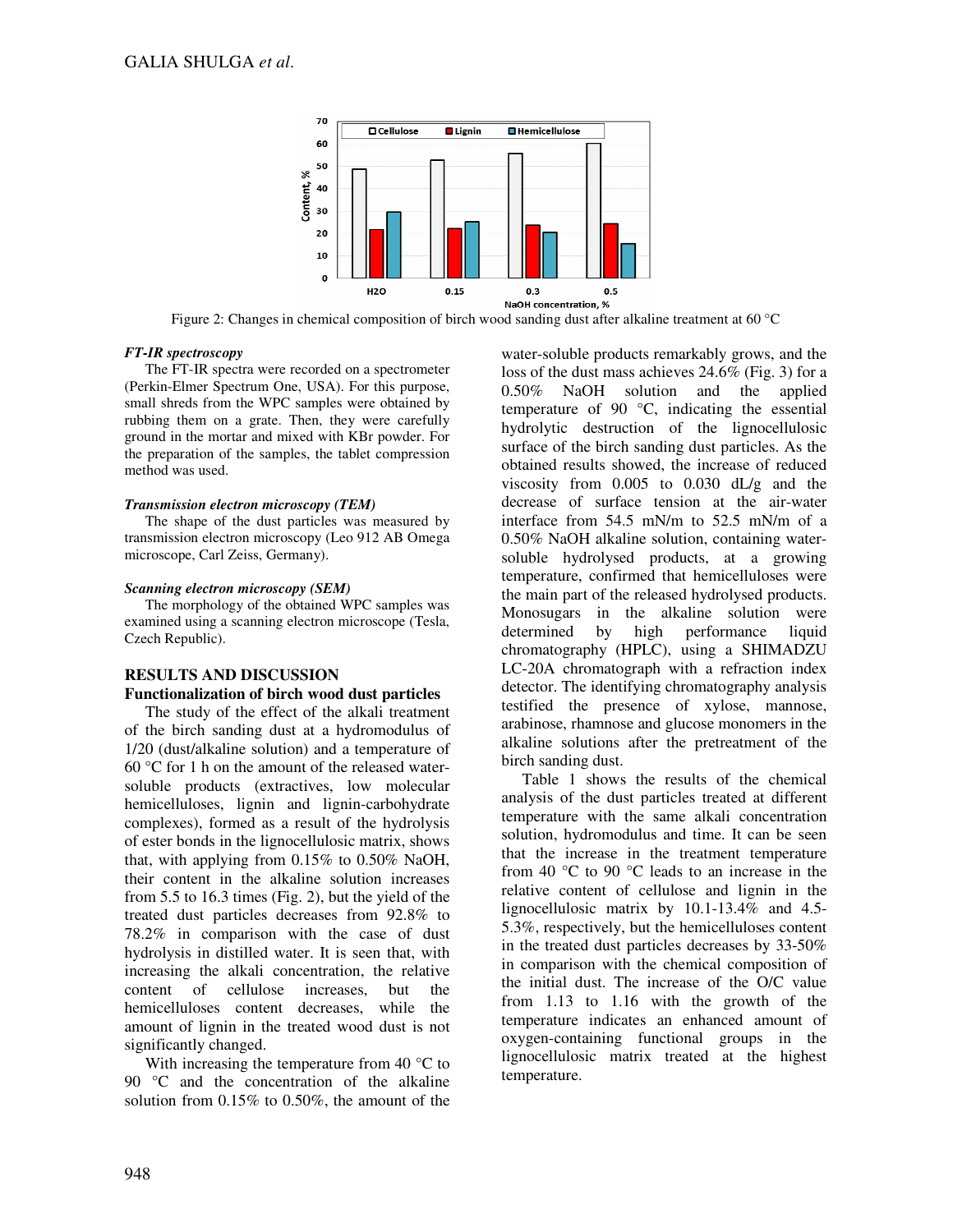Figure 2: Changes in chemical composition of birch wood sanding dust after alkaline treatment at 60 °C

#### *FT-IR spectroscopy*

The FT-IR spectra were recorded on a spectrometer (Perkin-Elmer Spectrum One, USA). For this purpose, small shreds from the WPC samples were obtained by rubbing them on a grate. Then, they were carefully ground in the mortar and mixed with KBr powder. For the preparation of the samples, the tablet compression method was used.

#### *Transmission electron microscopy (TEM)*

The shape of the dust particles was measured by transmission electron microscopy (Leo 912 AB Omega microscope, Carl Zeiss, Germany).

#### *Scanning electron microscopy (SEM)*

The morphology of the obtained WPC samples was examined using a scanning electron microscope (Tesla, Czech Republic).

## RESULTS AND DISCUSSION

### Functionalization of birch wood dust particles

The study of the effect of the alkali treatment of the birch sanding dust at a hydromodulus of 1/20 (dust/alkaline solution) and a temperature of 60 °C for 1 h on the amount of the released water-soluble products (extractives, low molecular hemicelluloses, lignin and lignin-carbohydrate complexes), formed as a result of the hydrolysis of ester bonds in the lignocellulosic matrix, shows that, with applying from 0.15% to 0.50% NaOH, their content in the alkaline solution increases from 5.5 to 16.3 times (Fig. 2), but the yield of the treated dust particles decreases from 92.8% to 78.2% in comparison with the case of dust hydrolysis in distilled water. It is seen that, with increasing the alkali concentration, the relative content of cellulose increases, but the hemicelluloses content decreases, while the amount of lignin in the treated wood dust is not significantly changed.

With increasing the temperature from 40 °C to 90 °C and the concentration of the alkaline solution from 0.15% to 0.50%, the amount of the water-soluble products remarkably grows, and the loss of the dust mass achieves 24.6% (Fig. 3) for a 0.50% NaOH solution and the applied temperature of 90 °C, indicating the essential hydrolytic destruction of the lignocellulosic surface of the birch sanding dust particles. As the obtained results showed, the increase of reduced viscosity from 0.005 to 0.030 dL/g and the decrease of surface tension at the air-water interface from 54.5 mN/m to 52.5 mN/m of a 0.50% NaOH alkaline solution, containing water-soluble hydrolysed products, at a growing temperature, confirmed that hemicelluloses were the main part of the released hydrolysed products. Monosugars in the alkaline solution were determined by high performance liquid chromatography (HPLC), using a SHIMADZU LC-20A chromatograph with a refraction index detector. The identifying chromatography analysis testified the presence of xylose, mannose, arabinose, rhamnose and glucose monomers in the alkaline solutions after the pretreatment of the birch sanding dust.

Table 1 shows the results of the chemical analysis of the dust particles treated at different temperature with the same alkali concentration solution, hydromodulus and time. It can be seen that the increase in the treatment temperature from 40 °C to 90 °C leads to an increase in the relative content of cellulose and lignin in the lignocellulosic matrix by 10.1-13.4% and 4.5-5.3%, respectively, but the hemicelluloses content in the treated dust particles decreases by 33-50% in comparison with the chemical composition of the initial dust. The increase of the O/C value from 1.13 to 1.16 with the growth of the temperature indicates an enhanced amount of oxygen-containing functional groups in the lignocellulosic matrix treated at the highest temperature.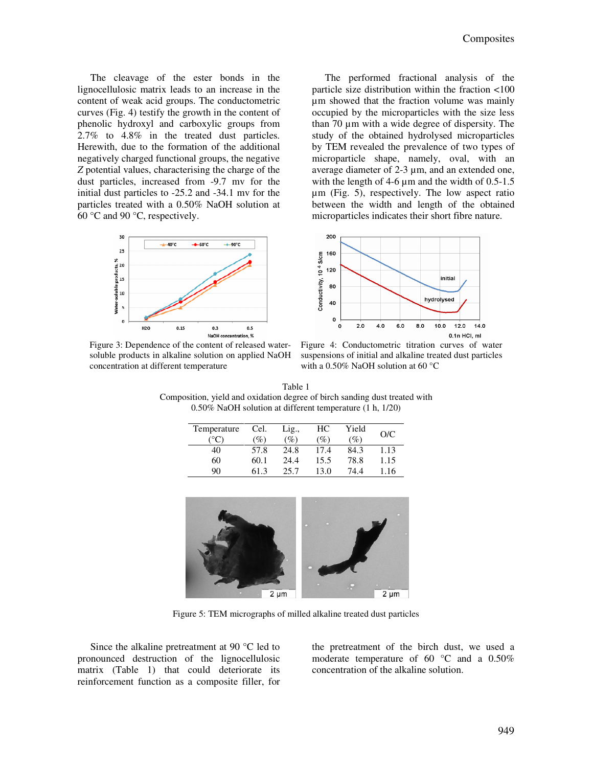The cleavage of the ester bonds in the lignocellulosic matrix leads to an increase in the content of weak acid groups. The conductometric curves (Fig. 4) testify the growth in the content of phenolic hydroxyl and carboxylic groups from 2.7% to 4.8% in the treated dust particles. Herewith, due to the formation of the additional negatively charged functional groups, the negative *Z* potential values, characterising the charge of the dust particles, increased from -9.7 mv for the initial dust particles to -25.2 and -34.1 mv for the particles treated with a 0.50% NaOH solution at 60 °C and 90 °C, respectively.

The performed fractional analysis of the particle size distribution within the fraction <100 µm showed that the fraction volume was mainly occupied by the microparticles with the size less than 70 µm with a wide degree of dispersity. The study of the obtained hydrolysed microparticles by TEM revealed the prevalence of two types of microparticle shape, namely, oval, with an average diameter of 2-3 µm, and an extended one, with the length of 4-6 µm and the width of 0.5-1.5 µm (Fig. 5), respectively. The low aspect ratio between the width and length of the obtained microparticles indicates their short fibre nature.

Figure 3: Dependence of the content of released water-soluble products in alkaline solution on applied NaOH concentration at different temperature

Figure 4: Conductometric titration curves of water suspensions of initial and alkaline treated dust particles with a 0.50% NaOH solution at 60 °C

Table 1
Composition, yield and oxidation degree of birch sanding dust treated with 0.50% NaOH solution at different temperature (1 h, 1/20)

| Temperature (°C) | Cel. (%) | Lig., (%) | HC (%) | Yield (%) | O/C |
|---|---|---|---|---|---|
| 40 | 57.8 | 24.8 | 17.4 | 84.3 | 1.13 |
| 60 | 60.1 | 24.4 | 15.5 | 78.8 | 1.15 |
| 90 | 61.3 | 25.7 | 13.0 | 74.4 | 1.16 |

Figure 5: TEM micrographs of milled alkaline treated dust particles

Since the alkaline pretreatment at 90 °C led to pronounced destruction of the lignocellulosic matrix (Table 1) that could deteriorate its reinforcement function as a composite filler, for the pretreatment of the birch dust, we used a moderate temperature of 60 °C and a 0.50% concentration of the alkaline solution.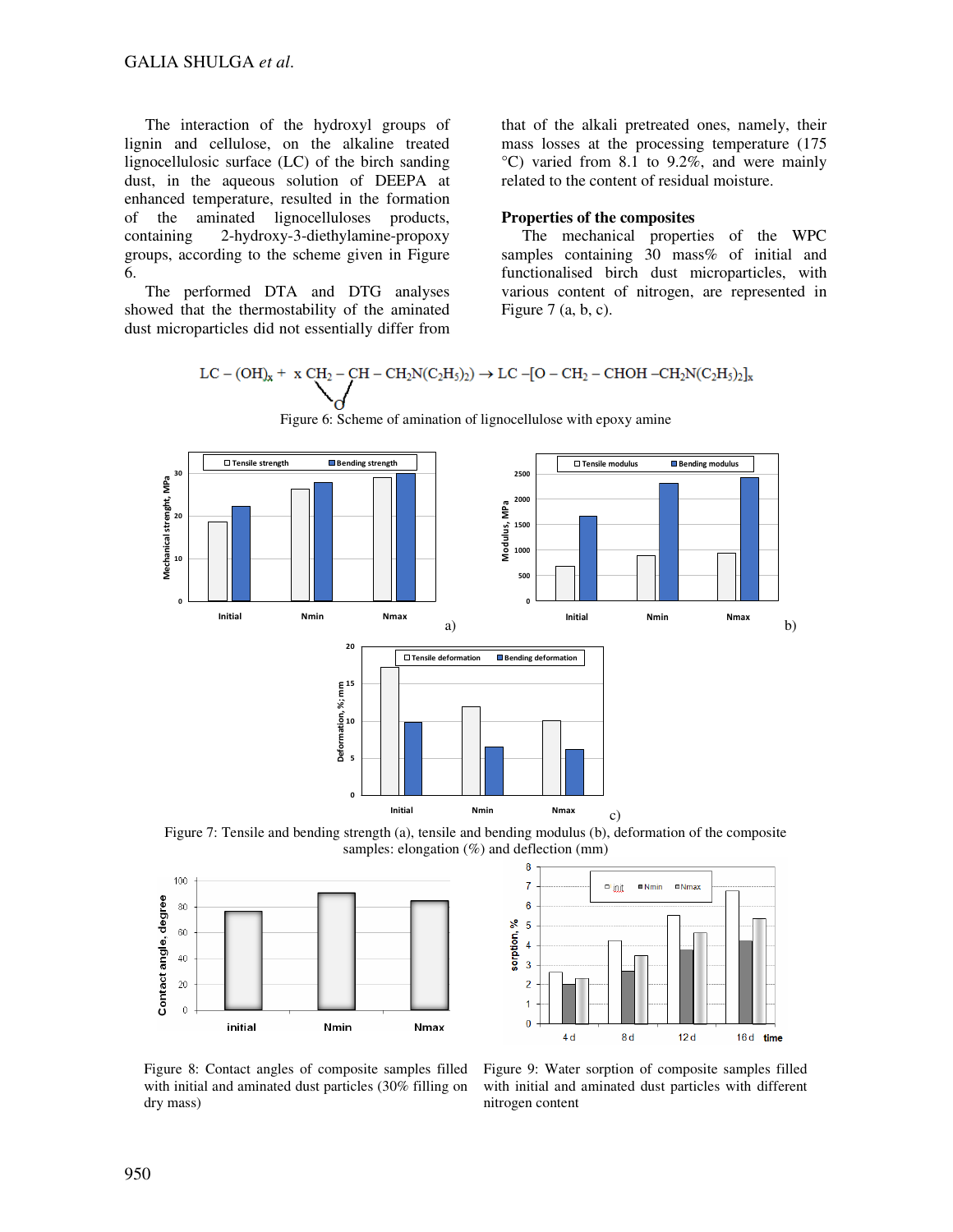The interaction of the hydroxyl groups of lignin and cellulose, on the alkaline treated lignocellulosic surface (LC) of the birch sanding dust, in the aqueous solution of DEEPA at enhanced temperature, resulted in the formation of the aminated lignocelluloses products, containing 2-hydroxy-3-diethylamine-propoxy groups, according to the scheme given in Figure 6.

The performed DTA and DTG analyses showed that the thermostability of the aminated dust microparticles did not essentially differ from that of the alkali pretreated ones, namely, their mass losses at the processing temperature (175 °C) varied from 8.1 to 9.2%, and were mainly related to the content of residual moisture.

## Properties of the composites

The mechanical properties of the WPC samples containing 30 mass% of initial and functionalised birch dust microparticles, with various content of nitrogen, are represented in Figure 7 (a, b, c).

$$LC-(OH)_x + x\,CH_2-\underset{\diagdown O \diagup}{CH}-CH_2N(C_2H_5)_2) \rightarrow LC-[O-CH_2-CHOH-CH_2N(C_2H_5)_2]_x$$

Figure 6: Scheme of amination of lignocellulose with epoxy amine

Figure 7: Tensile and bending strength (a), tensile and bending modulus (b), deformation of the composite samples: elongation (%) and deflection (mm)

Figure 8: Contact angles of composite samples filled with initial and aminated dust particles (30% filling on dry mass)

Figure 9: Water sorption of composite samples filled with initial and aminated dust particles with different nitrogen content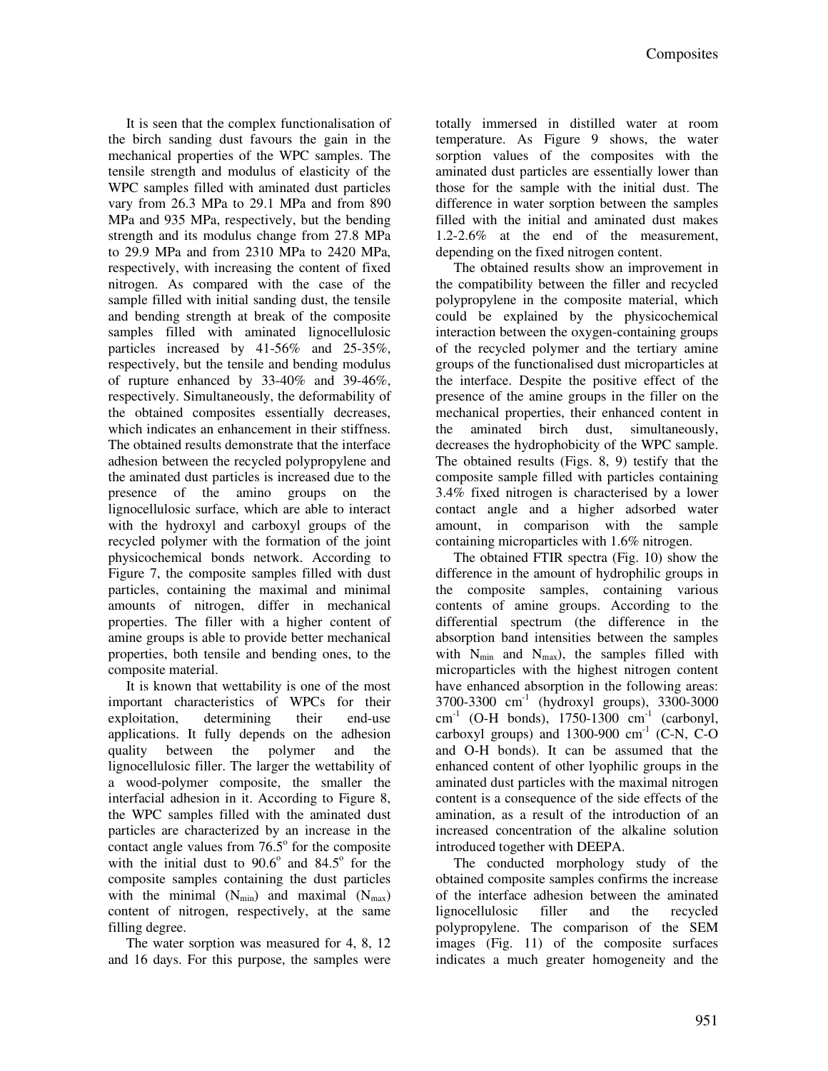It is seen that the complex functionalisation of the birch sanding dust favours the gain in the mechanical properties of the WPC samples. The tensile strength and modulus of elasticity of the WPC samples filled with aminated dust particles vary from 26.3 MPa to 29.1 MPa and from 890 MPa and 935 MPa, respectively, but the bending strength and its modulus change from 27.8 MPa to 29.9 MPa and from 2310 MPa to 2420 MPa, respectively, with increasing the content of fixed nitrogen. As compared with the case of the sample filled with initial sanding dust, the tensile and bending strength at break of the composite samples filled with aminated lignocellulosic particles increased by 41-56% and 25-35%, respectively, but the tensile and bending modulus of rupture enhanced by 33-40% and 39-46%, respectively. Simultaneously, the deformability of the obtained composites essentially decreases, which indicates an enhancement in their stiffness. The obtained results demonstrate that the interface adhesion between the recycled polypropylene and the aminated dust particles is increased due to the presence of the amino groups on the lignocellulosic surface, which are able to interact with the hydroxyl and carboxyl groups of the recycled polymer with the formation of the joint physicochemical bonds network. According to Figure 7, the composite samples filled with dust particles, containing the maximal and minimal amounts of nitrogen, differ in mechanical properties. The filler with a higher content of amine groups is able to provide better mechanical properties, both tensile and bending ones, to the composite material.

It is known that wettability is one of the most important characteristics of WPCs for their exploitation, determining their end-use applications. It fully depends on the adhesion quality between the polymer and the lignocellulosic filler. The larger the wettability of a wood-polymer composite, the smaller the interfacial adhesion in it. According to Figure 8, the WPC samples filled with the aminated dust particles are characterized by an increase in the contact angle values from 76.5° for the composite with the initial dust to 90.6° and 84.5° for the composite samples containing the dust particles with the minimal ($N_{min}$) and maximal ($N_{max}$) content of nitrogen, respectively, at the same filling degree.

The water sorption was measured for 4, 8, 12 and 16 days. For this purpose, the samples were totally immersed in distilled water at room temperature. As Figure 9 shows, the water sorption values of the composites with the aminated dust particles are essentially lower than those for the sample with the initial dust. The difference in water sorption between the samples filled with the initial and aminated dust makes 1.2-2.6% at the end of the measurement, depending on the fixed nitrogen content.

The obtained results show an improvement in the compatibility between the filler and recycled polypropylene in the composite material, which could be explained by the physicochemical interaction between the oxygen-containing groups of the recycled polymer and the tertiary amine groups of the functionalised dust microparticles at the interface. Despite the positive effect of the presence of the amine groups in the filler on the mechanical properties, their enhanced content in the aminated birch dust, simultaneously, decreases the hydrophobicity of the WPC sample. The obtained results (Figs. 8, 9) testify that the composite sample filled with particles containing 3.4% fixed nitrogen is characterised by a lower contact angle and a higher adsorbed water amount, in comparison with the sample containing microparticles with 1.6% nitrogen.

The obtained FTIR spectra (Fig. 10) show the difference in the amount of hydrophilic groups in the composite samples, containing various contents of amine groups. According to the differential spectrum (the difference in the absorption band intensities between the samples with $N_{min}$ and $N_{max}$), the samples filled with microparticles with the highest nitrogen content have enhanced absorption in the following areas: 3700-3300 $cm^{-1}$ (hydroxyl groups), 3300-3000 $cm^{-1}$ (O-H bonds), 1750-1300 $cm^{-1}$ (carbonyl, carboxyl groups) and 1300-900 $cm^{-1}$ (C-N, C-O and O-H bonds). It can be assumed that the enhanced content of other lyophilic groups in the aminated dust particles with the maximal nitrogen content is a consequence of the side effects of the amination, as a result of the introduction of an increased concentration of the alkaline solution introduced together with DEEPA.

The conducted morphology study of the obtained composite samples confirms the increase of the interface adhesion between the aminated lignocellulosic filler and the recycled polypropylene. The comparison of the SEM images (Fig. 11) of the composite surfaces indicates a much greater homogeneity and the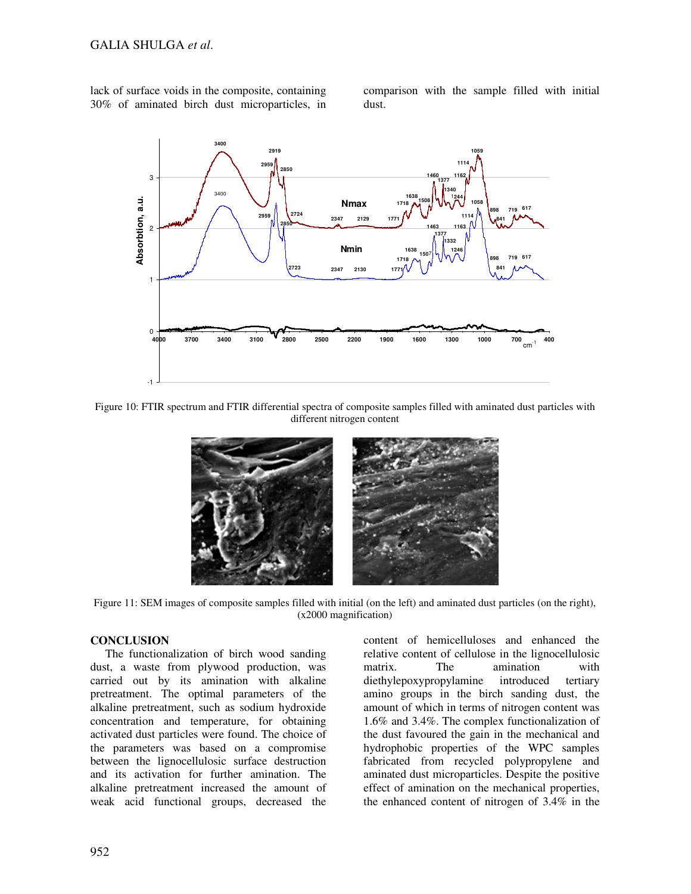lack of surface voids in the composite, containing 30% of aminated birch dust microparticles, in comparison with the sample filled with initial dust.

Figure 10: FTIR spectrum and FTIR differential spectra of composite samples filled with aminated dust particles with different nitrogen content

Figure 11: SEM images of composite samples filled with initial (on the left) and aminated dust particles (on the right), (x2000 magnification)

## CONCLUSION

The functionalization of birch wood sanding dust, a waste from plywood production, was carried out by its amination with alkaline pretreatment. The optimal parameters of the alkaline pretreatment, such as sodium hydroxide concentration and temperature, for obtaining activated dust particles were found. The choice of the parameters was based on a compromise between the lignocellulosic surface destruction and its activation for further amination. The alkaline pretreatment increased the amount of weak acid functional groups, decreased the content of hemicelluloses and enhanced the relative content of cellulose in the lignocellulosic matrix. The amination with diethylepoxypropylamine introduced tertiary amino groups in the birch sanding dust, the amount of which in terms of nitrogen content was 1.6% and 3.4%. The complex functionalization of the dust favoured the gain in the mechanical and hydrophobic properties of the WPC samples fabricated from recycled polypropylene and aminated dust microparticles. Despite the positive effect of amination on the mechanical properties, the enhanced content of nitrogen of 3.4% in the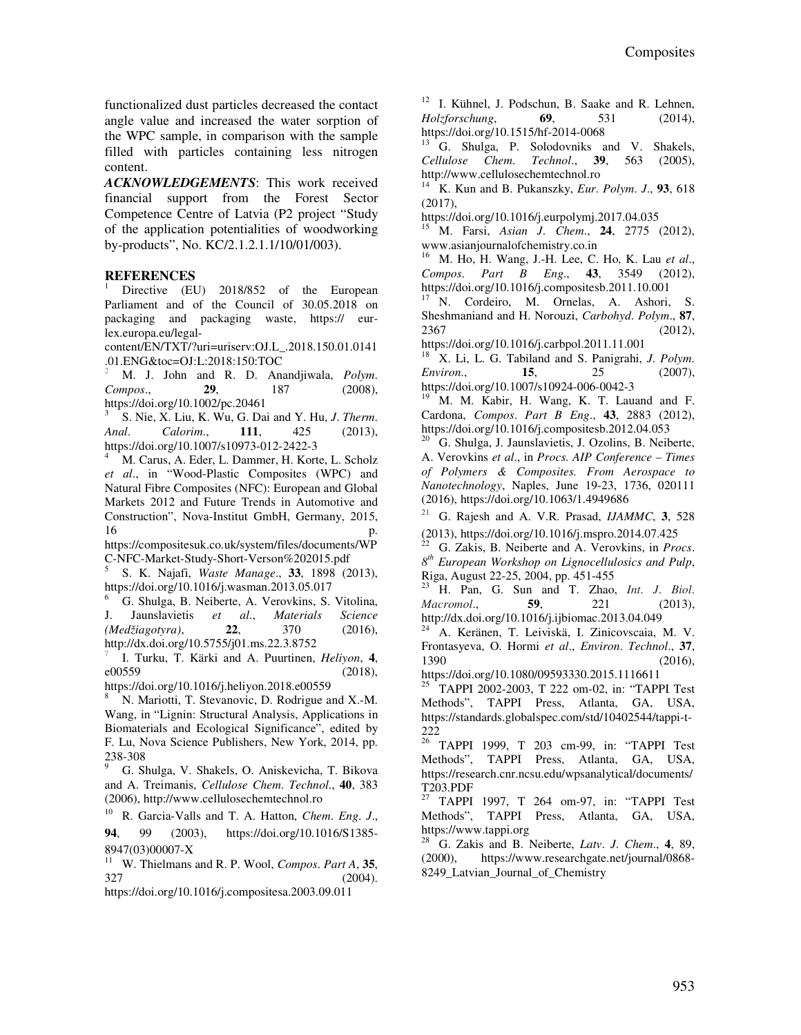functionalized dust particles decreased the contact angle value and increased the water sorption of the WPC sample, in comparison with the sample filled with particles containing less nitrogen content.

***ACKNOWLEDGEMENTS***: This work received financial support from the Forest Sector Competence Centre of Latvia (P2 project "Study of the application potentialities of woodworking by-products", No. KC/2.1.2.1.1/10/01/003).

## REFERENCES

[1] Directive (EU) 2018/852 of the European Parliament and of the Council of 30.05.2018 on packaging and packaging waste, https:// eur-lex.europa.eu/legal-content/EN/TXT/?uri=uriserv:OJ.L_.2018.150.01.0141.01.ENG&toc=OJ:L:2018:150:TOC

[2] M. J. John and R. D. Anandjiwala, *Polym. Compos.*, **29**, 187 (2008), https://doi.org/10.1002/pc.20461

[3] S. Nie, X. Liu, K. Wu, G. Dai and Y. Hu, *J. Therm. Anal. Calorim.*, **111**, 425 (2013), https://doi.org/10.1007/s10973-012-2422-3

[4] M. Carus, A. Eder, L. Dammer, H. Korte, L. Scholz *et al.*, in "Wood-Plastic Composites (WPC) and Natural Fibre Composites (NFC): European and Global Markets 2012 and Future Trends in Automotive and Construction", Nova-Institut GmbH, Germany, 2015, 16 p. https://compositesuk.co.uk/system/files/documents/WPC-NFC-Market-Study-Short-Verson%202015.pdf

[5] S. K. Najafi, *Waste Manage.*, **33**, 1898 (2013), https://doi.org/10.1016/j.wasman.2013.05.017

[6] G. Shulga, B. Neiberte, A. Verovkins, S. Vitolina, J. Jaunslavietis *et al.*, *Materials Science (Medžiagotyra)*, **22**, 370 (2016), http://dx.doi.org/10.5755/j01.ms.22.3.8752

[7] I. Turku, T. Kärki and A. Puurtinen, *Heliyon*, **4**, e00559 (2018), https://doi.org/10.1016/j.heliyon.2018.e00559

[8] N. Mariotti, T. Stevanovic, D. Rodrigue and X.-M. Wang, in "Lignin: Structural Analysis, Applications in Biomaterials and Ecological Significance", edited by F. Lu, Nova Science Publishers, New York, 2014, pp. 238-308

[9] G. Shulga, V. Shakels, O. Aniskevicha, T. Bikova and A. Treimanis, *Cellulose Chem. Technol.*, **40**, 383 (2006), http://www.cellulosechemtechnol.ro

[10] R. Garcia-Valls and T. A. Hatton, *Chem. Eng. J.*, **94**, 99 (2003), https://doi.org/10.1016/S1385-8947(03)00007-X

[11] W. Thielmans and R. P. Wool, *Compos. Part A*, **35**, 327 (2004). https://doi.org/10.1016/j.compositesa.2003.09.011

[12] I. Kühnel, J. Podschun, B. Saake and R. Lehnen, *Holzforschung*, **69**, 531 (2014), https://doi.org/10.1515/hf-2014-0068

[13] G. Shulga, P. Solodovniks and V. Shakels, *Cellulose Chem. Technol.*, **39**, 563 (2005), http://www.cellulosechemtechnol.ro

[14] K. Kun and B. Pukanszky, *Eur. Polym. J.*, **93**, 618 (2017), https://doi.org/10.1016/j.eurpolymj.2017.04.035

[15] M. Farsi, *Asian J. Chem.*, **24**, 2775 (2012), www.asianjournalofchemistry.co.in

[16] M. Ho, H. Wang, J.-H. Lee, C. Ho, K. Lau *et al.*, *Compos. Part B Eng.*, **43**, 3549 (2012), https://doi.org/10.1016/j.compositesb.2011.10.001

[17] N. Cordeiro, M. Ornelas, A. Ashori, S. Sheshmaniand and H. Norouzi, *Carbohyd. Polym.*, **87**, 2367 (2012), https://doi.org/10.1016/j.carbpol.2011.11.001

[18] X. Li, L. G. Tabiland and S. Panigrahi, *J. Polym. Environ.*, **15**, 25 (2007), https://doi.org/10.1007/s10924-006-0042-3

[19] M. M. Kabir, H. Wang, K. T. Lauand and F. Cardona, *Compos. Part B Eng.*, **43**, 2883 (2012), https://doi.org/10.1016/j.compositesb.2012.04.053

[20] G. Shulga, J. Jaunslavietis, J. Ozolins, B. Neiberte, A. Verovkins *et al.*, in *Procs. AIP Conference – Times of Polymers & Composites. From Aerospace to Nanotechnology*, Naples, June 19-23, 1736, 020111 (2016), https://doi.org/10.1063/1.4949686

[21] G. Rajesh and A. V.R. Prasad, *IJAMMC*, **3**, 528 (2013), https://doi.org/10.1016/j.mspro.2014.07.425

[22] G. Zakis, B. Neiberte and A. Verovkins, in *Procs. 8th European Workshop on Lignocellulosics and Pulp*, Riga, August 22-25, 2004, pp. 451-455

[23] H. Pan, G. Sun and T. Zhao, *Int. J. Biol. Macromol.*, **59**, 221 (2013), http://dx.doi.org/10.1016/j.ijbiomac.2013.04.049

[24] A. Keränen, T. Leiviskä, I. Zinicovscaia, M. V. Frontasyeva, O. Hormi *et al.*, *Environ. Technol.*, **37**, 1390 (2016), https://doi.org/10.1080/09593330.2015.1116611

[25] TAPPI 2002-2003, T 222 om-02, in: "TAPPI Test Methods", TAPPI Press, Atlanta, GA, USA, https://standards.globalspec.com/std/10402544/tappi-t-222

[26] TAPPI 1999, T 203 cm-99, in: "TAPPI Test Methods", TAPPI Press, Atlanta, GA, USA, https://research.cnr.ncsu.edu/wpsanalytical/documents/T203.PDF

[27] TAPPI 1997, T 264 om-97, in: "TAPPI Test Methods", TAPPI Press, Atlanta, GA, USA, https://www.tappi.org

[28] G. Zakis and B. Neiberte, *Latv. J. Chem.*, **4**, 89, (2000), https://www.researchgate.net/journal/0868-8249_Latvian_Journal_of_Chemistry